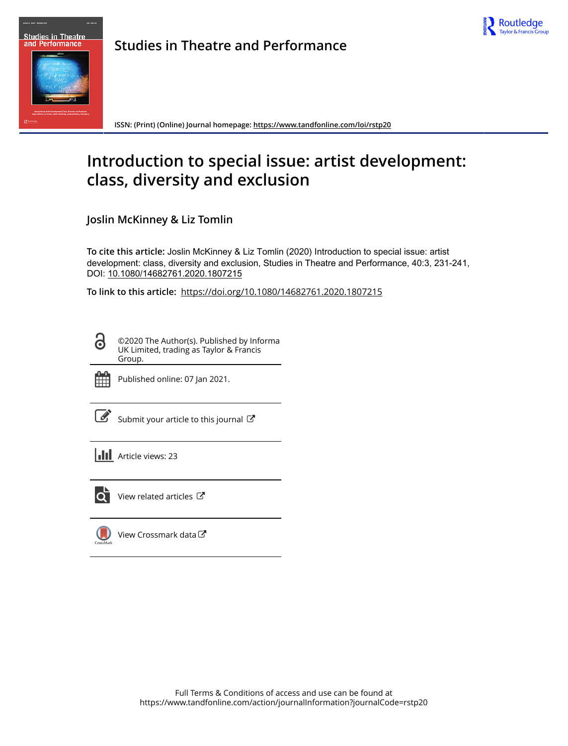# Studies in Theatre and Performance

ISSN: (Print) (Online) Journal homepage: https://www.tandfonline.com/loi/rstp20

# Introduction to special issue: artist development: class, diversity and exclusion

## Joslin McKinney & Liz Tomlin

**To cite this article:** Joslin McKinney & Liz Tomlin (2020) Introduction to special issue: artist development: class, diversity and exclusion, Studies in Theatre and Performance, 40:3, 231-241, DOI: 10.1080/14682761.2020.1807215

**To link to this article:** https://doi.org/10.1080/14682761.2020.1807215

©2020 The Author(s). Published by Informa UK Limited, trading as Taylor & Francis Group.

Published online: 07 Jan 2021.

Submit your article to this journal

Article views: 23

View related articles

View Crossmark data

Full Terms & Conditions of access and use can be found at https://www.tandfonline.com/action/journalInformation?journalCode=rstp20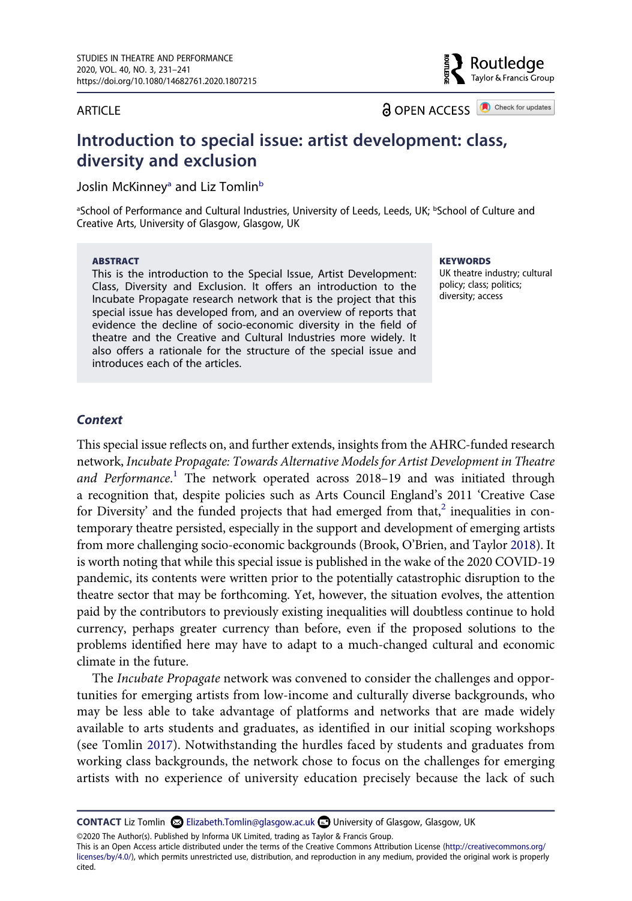# Introduction to special issue: artist development: class, diversity and exclusion

Joslin McKinney[a] and Liz Tomlin[b]

[a]School of Performance and Cultural Industries, University of Leeds, Leeds, UK; [b]School of Culture and Creative Arts, University of Glasgow, Glasgow, UK

ARTICLE

OPEN ACCESS

**ABSTRACT**

This is the introduction to the Special Issue, Artist Development: Class, Diversity and Exclusion. It offers an introduction to the Incubate Propagate research network that is the project that this special issue has developed from, and an overview of reports that evidence the decline of socio-economic diversity in the field of theatre and the Creative and Cultural Industries more widely. It also offers a rationale for the structure of the special issue and introduces each of the articles.

**KEYWORDS**

UK theatre industry; cultural policy; class; politics; diversity; access

## *Context*

This special issue reflects on, and further extends, insights from the AHRC-funded research network, *Incubate Propagate: Towards Alternative Models for Artist Development in Theatre and Performance.*[1] The network operated across 2018–19 and was initiated through a recognition that, despite policies such as Arts Council England's 2011 'Creative Case for Diversity' and the funded projects that had emerged from that,[2] inequalities in contemporary theatre persisted, especially in the support and development of emerging artists from more challenging socio-economic backgrounds (Brook, O'Brien, and Taylor 2018). It is worth noting that while this special issue is published in the wake of the 2020 COVID-19 pandemic, its contents were written prior to the potentially catastrophic disruption to the theatre sector that may be forthcoming. Yet, however, the situation evolves, the attention paid by the contributors to previously existing inequalities will doubtless continue to hold currency, perhaps greater currency than before, even if the proposed solutions to the problems identified here may have to adapt to a much-changed cultural and economic climate in the future.

The *Incubate Propagate* network was convened to consider the challenges and opportunities for emerging artists from low-income and culturally diverse backgrounds, who may be less able to take advantage of platforms and networks that are made widely available to arts students and graduates, as identified in our initial scoping workshops (see Tomlin 2017). Notwithstanding the hurdles faced by students and graduates from working class backgrounds, the network chose to focus on the challenges for emerging artists with no experience of university education precisely because the lack of such

**CONTACT** Liz Tomlin Elizabeth.Tomlin@glasgow.ac.uk University of Glasgow, Glasgow, UK

©2020 The Author(s). Published by Informa UK Limited, trading as Taylor & Francis Group.
This is an Open Access article distributed under the terms of the Creative Commons Attribution License (http://creativecommons.org/licenses/by/4.0/), which permits unrestricted use, distribution, and reproduction in any medium, provided the original work is properly cited.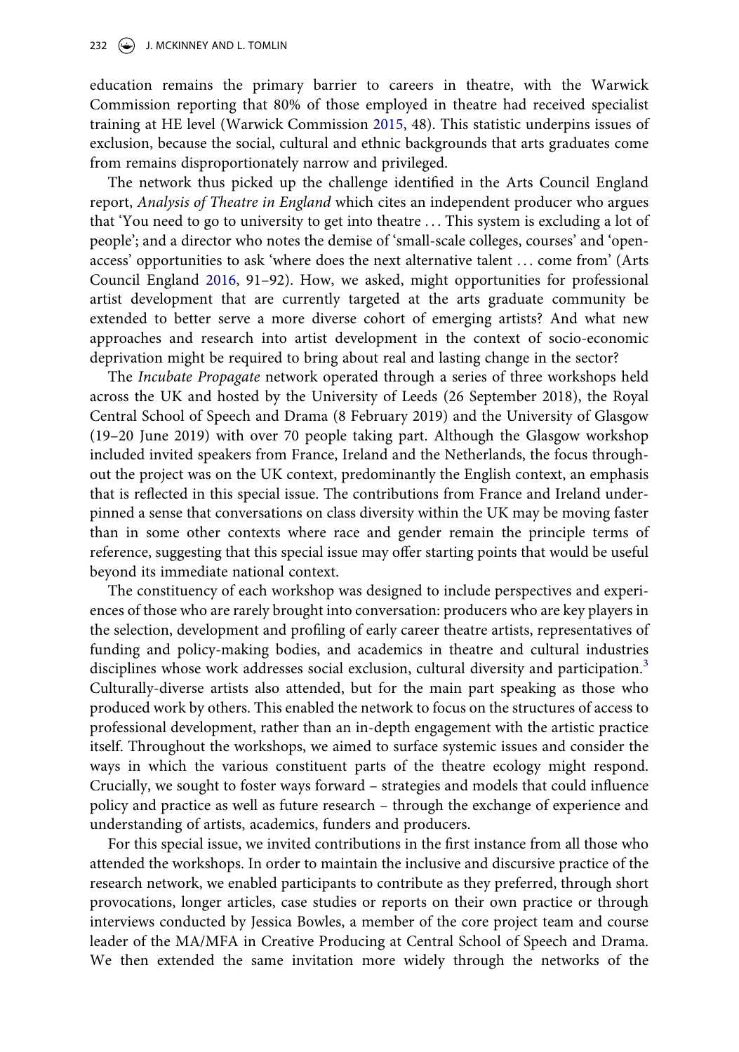education remains the primary barrier to careers in theatre, with the Warwick Commission reporting that 80% of those employed in theatre had received specialist training at HE level (Warwick Commission 2015, 48). This statistic underpins issues of exclusion, because the social, cultural and ethnic backgrounds that arts graduates come from remains disproportionately narrow and privileged.

The network thus picked up the challenge identified in the Arts Council England report, *Analysis of Theatre in England* which cites an independent producer who argues that 'You need to go to university to get into theatre … This system is excluding a lot of people'; and a director who notes the demise of 'small-scale colleges, courses' and 'open-access' opportunities to ask 'where does the next alternative talent … come from' (Arts Council England 2016, 91–92). How, we asked, might opportunities for professional artist development that are currently targeted at the arts graduate community be extended to better serve a more diverse cohort of emerging artists? And what new approaches and research into artist development in the context of socio-economic deprivation might be required to bring about real and lasting change in the sector?

The *Incubate Propagate* network operated through a series of three workshops held across the UK and hosted by the University of Leeds (26 September 2018), the Royal Central School of Speech and Drama (8 February 2019) and the University of Glasgow (19–20 June 2019) with over 70 people taking part. Although the Glasgow workshop included invited speakers from France, Ireland and the Netherlands, the focus throughout the project was on the UK context, predominantly the English context, an emphasis that is reflected in this special issue. The contributions from France and Ireland underpinned a sense that conversations on class diversity within the UK may be moving faster than in some other contexts where race and gender remain the principle terms of reference, suggesting that this special issue may offer starting points that would be useful beyond its immediate national context.

The constituency of each workshop was designed to include perspectives and experiences of those who are rarely brought into conversation: producers who are key players in the selection, development and profiling of early career theatre artists, representatives of funding and policy-making bodies, and academics in theatre and cultural industries disciplines whose work addresses social exclusion, cultural diversity and participation.[3] Culturally-diverse artists also attended, but for the main part speaking as those who produced work by others. This enabled the network to focus on the structures of access to professional development, rather than an in-depth engagement with the artistic practice itself. Throughout the workshops, we aimed to surface systemic issues and consider the ways in which the various constituent parts of the theatre ecology might respond. Crucially, we sought to foster ways forward – strategies and models that could influence policy and practice as well as future research – through the exchange of experience and understanding of artists, academics, funders and producers.

For this special issue, we invited contributions in the first instance from all those who attended the workshops. In order to maintain the inclusive and discursive practice of the research network, we enabled participants to contribute as they preferred, through short provocations, longer articles, case studies or reports on their own practice or through interviews conducted by Jessica Bowles, a member of the core project team and course leader of the MA/MFA in Creative Producing at Central School of Speech and Drama. We then extended the same invitation more widely through the networks of the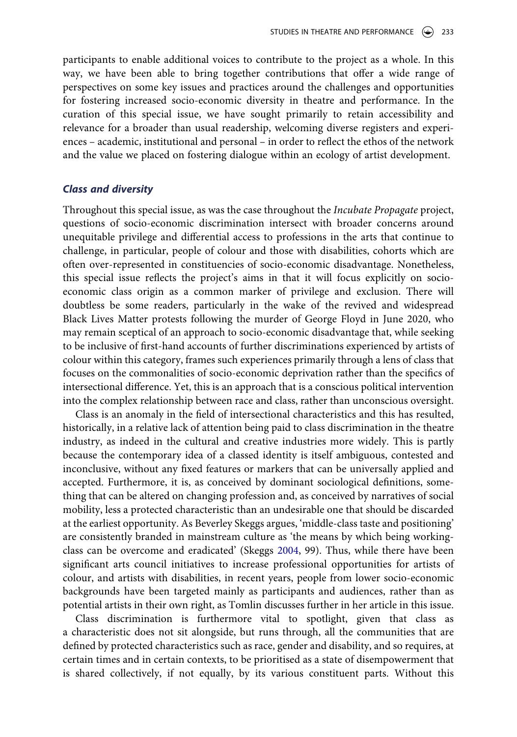participants to enable additional voices to contribute to the project as a whole. In this way, we have been able to bring together contributions that offer a wide range of perspectives on some key issues and practices around the challenges and opportunities for fostering increased socio-economic diversity in theatre and performance. In the curation of this special issue, we have sought primarily to retain accessibility and relevance for a broader than usual readership, welcoming diverse registers and experiences – academic, institutional and personal – in order to reflect the ethos of the network and the value we placed on fostering dialogue within an ecology of artist development.

## *Class and diversity*

Throughout this special issue, as was the case throughout the *Incubate Propagate* project, questions of socio-economic discrimination intersect with broader concerns around unequitable privilege and differential access to professions in the arts that continue to challenge, in particular, people of colour and those with disabilities, cohorts which are often over-represented in constituencies of socio-economic disadvantage. Nonetheless, this special issue reflects the project's aims in that it will focus explicitly on socio-economic class origin as a common marker of privilege and exclusion. There will doubtless be some readers, particularly in the wake of the revived and widespread Black Lives Matter protests following the murder of George Floyd in June 2020, who may remain sceptical of an approach to socio-economic disadvantage that, while seeking to be inclusive of first-hand accounts of further discriminations experienced by artists of colour within this category, frames such experiences primarily through a lens of class that focuses on the commonalities of socio-economic deprivation rather than the specifics of intersectional difference. Yet, this is an approach that is a conscious political intervention into the complex relationship between race and class, rather than unconscious oversight.

Class is an anomaly in the field of intersectional characteristics and this has resulted, historically, in a relative lack of attention being paid to class discrimination in the theatre industry, as indeed in the cultural and creative industries more widely. This is partly because the contemporary idea of a classed identity is itself ambiguous, contested and inconclusive, without any fixed features or markers that can be universally applied and accepted. Furthermore, it is, as conceived by dominant sociological definitions, something that can be altered on changing profession and, as conceived by narratives of social mobility, less a protected characteristic than an undesirable one that should be discarded at the earliest opportunity. As Beverley Skeggs argues, 'middle-class taste and positioning' are consistently branded in mainstream culture as 'the means by which being working-class can be overcome and eradicated' (Skeggs 2004, 99). Thus, while there have been significant arts council initiatives to increase professional opportunities for artists of colour, and artists with disabilities, in recent years, people from lower socio-economic backgrounds have been targeted mainly as participants and audiences, rather than as potential artists in their own right, as Tomlin discusses further in her article in this issue.

Class discrimination is furthermore vital to spotlight, given that class as a characteristic does not sit alongside, but runs through, all the communities that are defined by protected characteristics such as race, gender and disability, and so requires, at certain times and in certain contexts, to be prioritised as a state of disempowerment that is shared collectively, if not equally, by its various constituent parts. Without this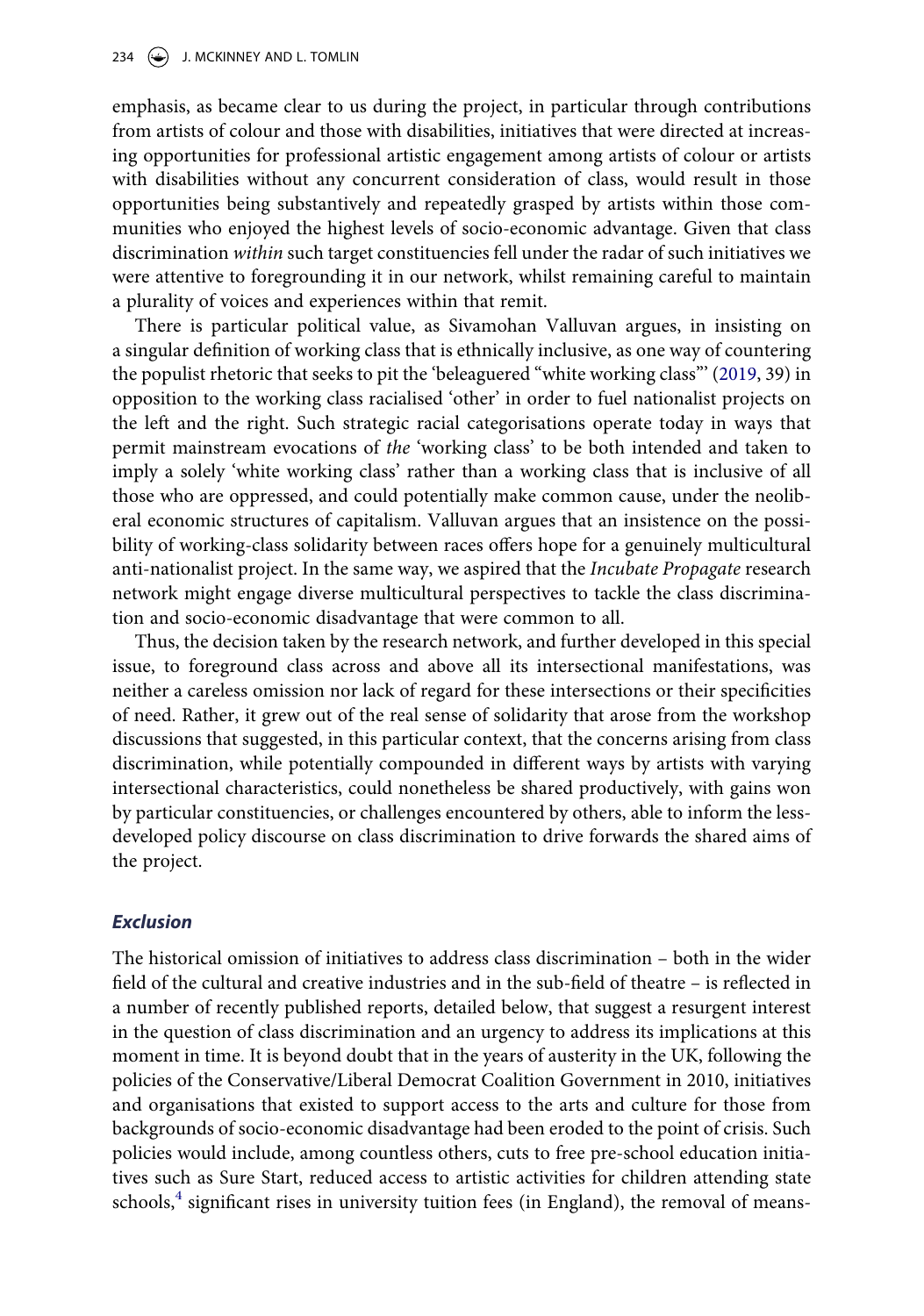emphasis, as became clear to us during the project, in particular through contributions from artists of colour and those with disabilities, initiatives that were directed at increasing opportunities for professional artistic engagement among artists of colour or artists with disabilities without any concurrent consideration of class, would result in those opportunities being substantively and repeatedly grasped by artists within those communities who enjoyed the highest levels of socio-economic advantage. Given that class discrimination *within* such target constituencies fell under the radar of such initiatives we were attentive to foregrounding it in our network, whilst remaining careful to maintain a plurality of voices and experiences within that remit.

There is particular political value, as Sivamohan Valluvan argues, in insisting on a singular definition of working class that is ethnically inclusive, as one way of countering the populist rhetoric that seeks to pit the 'beleaguered "white working class"' (2019, 39) in opposition to the working class racialised 'other' in order to fuel nationalist projects on the left and the right. Such strategic racial categorisations operate today in ways that permit mainstream evocations of *the* 'working class' to be both intended and taken to imply a solely 'white working class' rather than a working class that is inclusive of all those who are oppressed, and could potentially make common cause, under the neoliberal economic structures of capitalism. Valluvan argues that an insistence on the possibility of working-class solidarity between races offers hope for a genuinely multicultural anti-nationalist project. In the same way, we aspired that the *Incubate Propagate* research network might engage diverse multicultural perspectives to tackle the class discrimination and socio-economic disadvantage that were common to all.

Thus, the decision taken by the research network, and further developed in this special issue, to foreground class across and above all its intersectional manifestations, was neither a careless omission nor lack of regard for these intersections or their specificities of need. Rather, it grew out of the real sense of solidarity that arose from the workshop discussions that suggested, in this particular context, that the concerns arising from class discrimination, while potentially compounded in different ways by artists with varying intersectional characteristics, could nonetheless be shared productively, with gains won by particular constituencies, or challenges encountered by others, able to inform the less-developed policy discourse on class discrimination to drive forwards the shared aims of the project.

### *Exclusion*

The historical omission of initiatives to address class discrimination – both in the wider field of the cultural and creative industries and in the sub-field of theatre – is reflected in a number of recently published reports, detailed below, that suggest a resurgent interest in the question of class discrimination and an urgency to address its implications at this moment in time. It is beyond doubt that in the years of austerity in the UK, following the policies of the Conservative/Liberal Democrat Coalition Government in 2010, initiatives and organisations that existed to support access to the arts and culture for those from backgrounds of socio-economic disadvantage had been eroded to the point of crisis. Such policies would include, among countless others, cuts to free pre-school education initiatives such as Sure Start, reduced access to artistic activities for children attending state schools,[4] significant rises in university tuition fees (in England), the removal of means-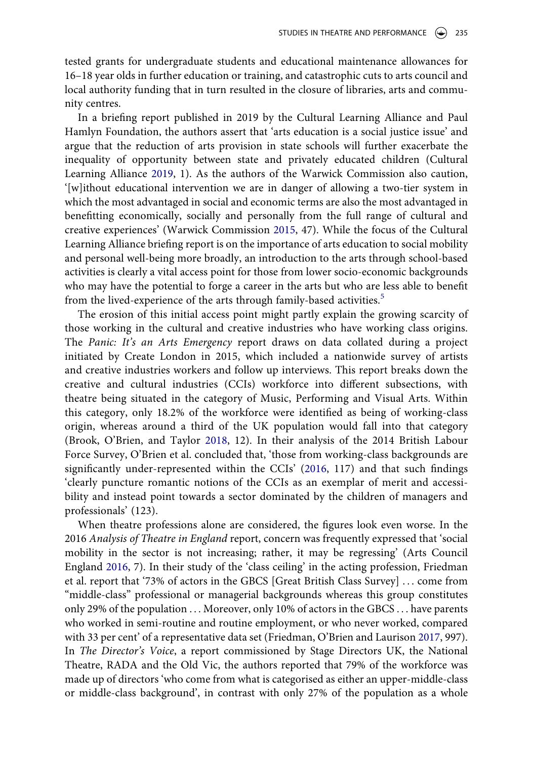tested grants for undergraduate students and educational maintenance allowances for 16–18 year olds in further education or training, and catastrophic cuts to arts council and local authority funding that in turn resulted in the closure of libraries, arts and community centres.

In a briefing report published in 2019 by the Cultural Learning Alliance and Paul Hamlyn Foundation, the authors assert that 'arts education is a social justice issue' and argue that the reduction of arts provision in state schools will further exacerbate the inequality of opportunity between state and privately educated children (Cultural Learning Alliance 2019, 1). As the authors of the Warwick Commission also caution, '[w]ithout educational intervention we are in danger of allowing a two-tier system in which the most advantaged in social and economic terms are also the most advantaged in benefitting economically, socially and personally from the full range of cultural and creative experiences' (Warwick Commission 2015, 47). While the focus of the Cultural Learning Alliance briefing report is on the importance of arts education to social mobility and personal well-being more broadly, an introduction to the arts through school-based activities is clearly a vital access point for those from lower socio-economic backgrounds who may have the potential to forge a career in the arts but who are less able to benefit from the lived-experience of the arts through family-based activities.[5]

The erosion of this initial access point might partly explain the growing scarcity of those working in the cultural and creative industries who have working class origins. The *Panic: It's an Arts Emergency* report draws on data collated during a project initiated by Create London in 2015, which included a nationwide survey of artists and creative industries workers and follow up interviews. This report breaks down the creative and cultural industries (CCIs) workforce into different subsections, with theatre being situated in the category of Music, Performing and Visual Arts. Within this category, only 18.2% of the workforce were identified as being of working-class origin, whereas around a third of the UK population would fall into that category (Brook, O'Brien, and Taylor 2018, 12). In their analysis of the 2014 British Labour Force Survey, O'Brien et al. concluded that, 'those from working-class backgrounds are significantly under-represented within the CCIs' (2016, 117) and that such findings 'clearly puncture romantic notions of the CCIs as an exemplar of merit and accessibility and instead point towards a sector dominated by the children of managers and professionals' (123).

When theatre professions alone are considered, the figures look even worse. In the 2016 *Analysis of Theatre in England* report, concern was frequently expressed that 'social mobility in the sector is not increasing; rather, it may be regressing' (Arts Council England 2016, 7). In their study of the 'class ceiling' in the acting profession, Friedman et al. report that '73% of actors in the GBCS [Great British Class Survey] … come from "middle-class" professional or managerial backgrounds whereas this group constitutes only 29% of the population … Moreover, only 10% of actors in the GBCS … have parents who worked in semi-routine and routine employment, or who never worked, compared with 33 per cent' of a representative data set (Friedman, O'Brien and Laurison 2017, 997). In *The Director's Voice*, a report commissioned by Stage Directors UK, the National Theatre, RADA and the Old Vic, the authors reported that 79% of the workforce was made up of directors 'who come from what is categorised as either an upper-middle-class or middle-class background', in contrast with only 27% of the population as a whole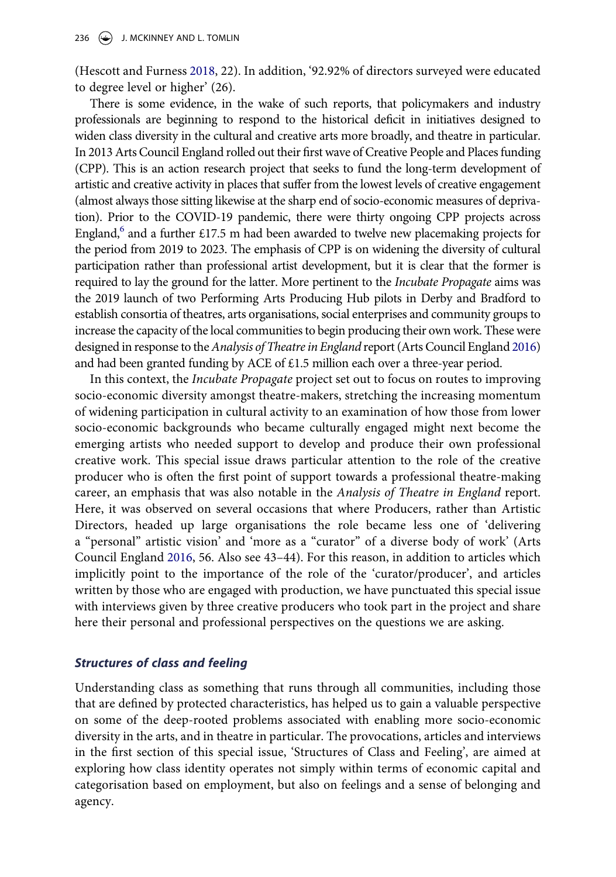(Hescott and Furness 2018, 22). In addition, '92.92% of directors surveyed were educated to degree level or higher' (26).

There is some evidence, in the wake of such reports, that policymakers and industry professionals are beginning to respond to the historical deficit in initiatives designed to widen class diversity in the cultural and creative arts more broadly, and theatre in particular. In 2013 Arts Council England rolled out their first wave of Creative People and Places funding (CPP). This is an action research project that seeks to fund the long-term development of artistic and creative activity in places that suffer from the lowest levels of creative engagement (almost always those sitting likewise at the sharp end of socio-economic measures of deprivation). Prior to the COVID-19 pandemic, there were thirty ongoing CPP projects across England,[6] and a further £17.5 m had been awarded to twelve new placemaking projects for the period from 2019 to 2023. The emphasis of CPP is on widening the diversity of cultural participation rather than professional artist development, but it is clear that the former is required to lay the ground for the latter. More pertinent to the *Incubate Propagate* aims was the 2019 launch of two Performing Arts Producing Hub pilots in Derby and Bradford to establish consortia of theatres, arts organisations, social enterprises and community groups to increase the capacity of the local communities to begin producing their own work. These were designed in response to the *Analysis of Theatre in England* report (Arts Council England 2016) and had been granted funding by ACE of £1.5 million each over a three-year period.

In this context, the *Incubate Propagate* project set out to focus on routes to improving socio-economic diversity amongst theatre-makers, stretching the increasing momentum of widening participation in cultural activity to an examination of how those from lower socio-economic backgrounds who became culturally engaged might next become the emerging artists who needed support to develop and produce their own professional creative work. This special issue draws particular attention to the role of the creative producer who is often the first point of support towards a professional theatre-making career, an emphasis that was also notable in the *Analysis of Theatre in England* report. Here, it was observed on several occasions that where Producers, rather than Artistic Directors, headed up large organisations the role became less one of 'delivering a "personal" artistic vision' and 'more as a "curator" of a diverse body of work' (Arts Council England 2016, 56. Also see 43–44). For this reason, in addition to articles which implicitly point to the importance of the role of the 'curator/producer', and articles written by those who are engaged with production, we have punctuated this special issue with interviews given by three creative producers who took part in the project and share here their personal and professional perspectives on the questions we are asking.

### *Structures of class and feeling*

Understanding class as something that runs through all communities, including those that are defined by protected characteristics, has helped us to gain a valuable perspective on some of the deep-rooted problems associated with enabling more socio-economic diversity in the arts, and in theatre in particular. The provocations, articles and interviews in the first section of this special issue, 'Structures of Class and Feeling', are aimed at exploring how class identity operates not simply within terms of economic capital and categorisation based on employment, but also on feelings and a sense of belonging and agency.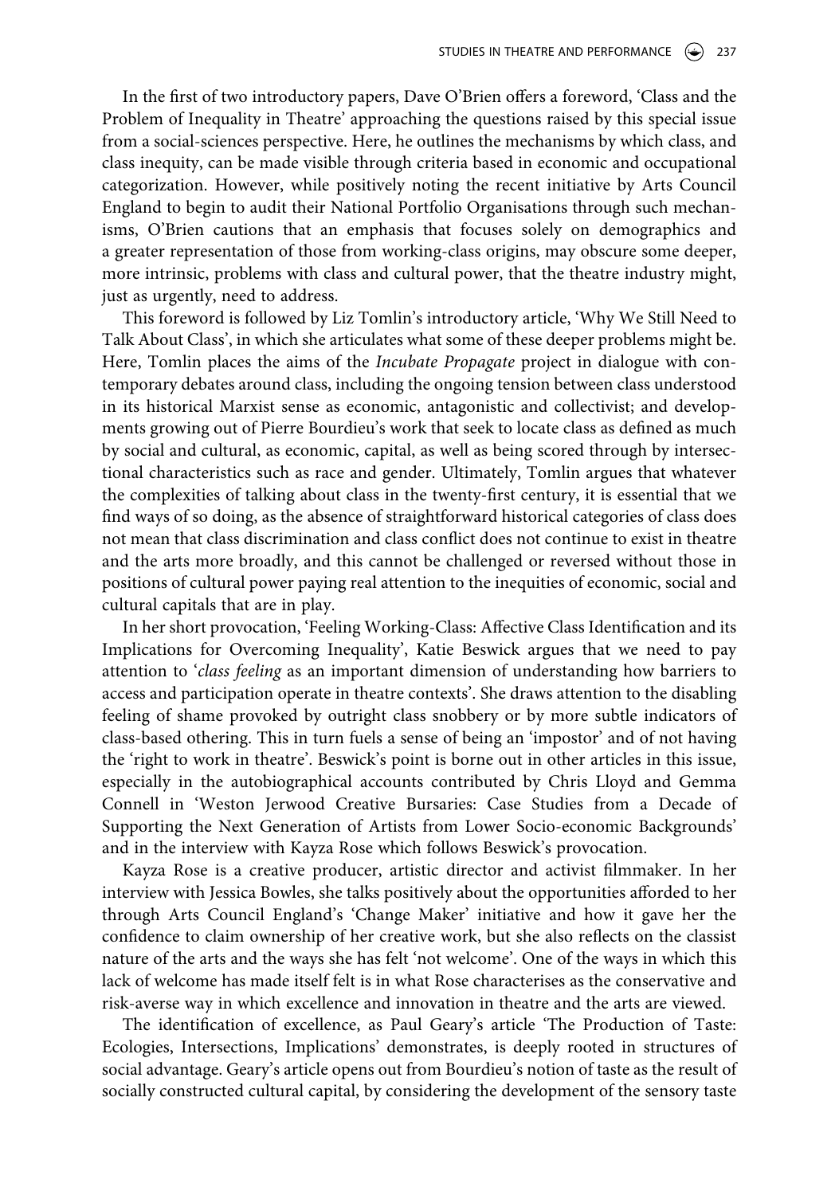In the first of two introductory papers, Dave O'Brien offers a foreword, 'Class and the Problem of Inequality in Theatre' approaching the questions raised by this special issue from a social-sciences perspective. Here, he outlines the mechanisms by which class, and class inequity, can be made visible through criteria based in economic and occupational categorization. However, while positively noting the recent initiative by Arts Council England to begin to audit their National Portfolio Organisations through such mechanisms, O'Brien cautions that an emphasis that focuses solely on demographics and a greater representation of those from working-class origins, may obscure some deeper, more intrinsic, problems with class and cultural power, that the theatre industry might, just as urgently, need to address.

This foreword is followed by Liz Tomlin's introductory article, 'Why We Still Need to Talk About Class', in which she articulates what some of these deeper problems might be. Here, Tomlin places the aims of the *Incubate Propagate* project in dialogue with contemporary debates around class, including the ongoing tension between class understood in its historical Marxist sense as economic, antagonistic and collectivist; and developments growing out of Pierre Bourdieu's work that seek to locate class as defined as much by social and cultural, as economic, capital, as well as being scored through by intersectional characteristics such as race and gender. Ultimately, Tomlin argues that whatever the complexities of talking about class in the twenty-first century, it is essential that we find ways of so doing, as the absence of straightforward historical categories of class does not mean that class discrimination and class conflict does not continue to exist in theatre and the arts more broadly, and this cannot be challenged or reversed without those in positions of cultural power paying real attention to the inequities of economic, social and cultural capitals that are in play.

In her short provocation, 'Feeling Working-Class: Affective Class Identification and its Implications for Overcoming Inequality', Katie Beswick argues that we need to pay attention to '*class feeling* as an important dimension of understanding how barriers to access and participation operate in theatre contexts'. She draws attention to the disabling feeling of shame provoked by outright class snobbery or by more subtle indicators of class-based othering. This in turn fuels a sense of being an 'impostor' and of not having the 'right to work in theatre'. Beswick's point is borne out in other articles in this issue, especially in the autobiographical accounts contributed by Chris Lloyd and Gemma Connell in 'Weston Jerwood Creative Bursaries: Case Studies from a Decade of Supporting the Next Generation of Artists from Lower Socio-economic Backgrounds' and in the interview with Kayza Rose which follows Beswick's provocation.

Kayza Rose is a creative producer, artistic director and activist filmmaker. In her interview with Jessica Bowles, she talks positively about the opportunities afforded to her through Arts Council England's 'Change Maker' initiative and how it gave her the confidence to claim ownership of her creative work, but she also reflects on the classist nature of the arts and the ways she has felt 'not welcome'. One of the ways in which this lack of welcome has made itself felt is in what Rose characterises as the conservative and risk-averse way in which excellence and innovation in theatre and the arts are viewed.

The identification of excellence, as Paul Geary's article 'The Production of Taste: Ecologies, Intersections, Implications' demonstrates, is deeply rooted in structures of social advantage. Geary's article opens out from Bourdieu's notion of taste as the result of socially constructed cultural capital, by considering the development of the sensory taste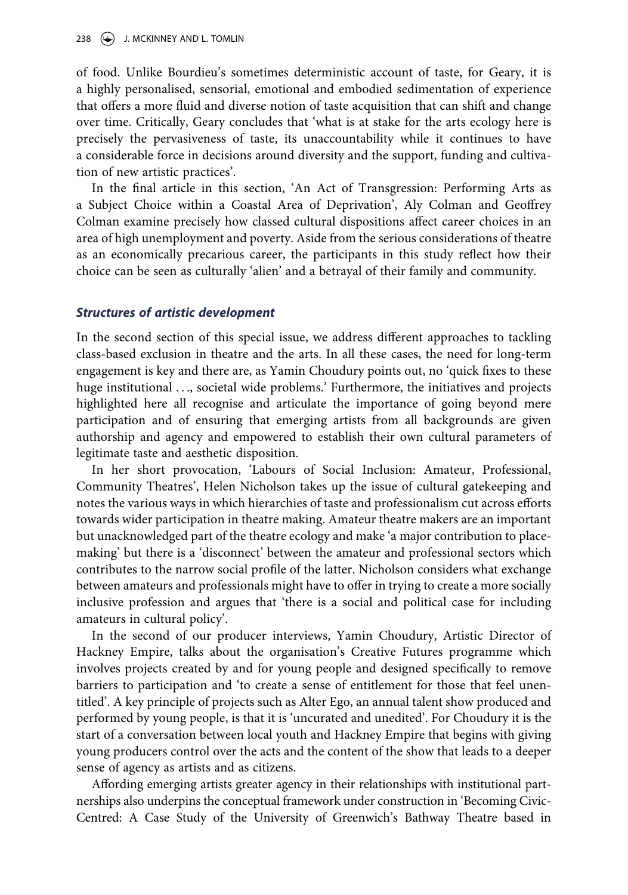of food. Unlike Bourdieu's sometimes deterministic account of taste, for Geary, it is a highly personalised, sensorial, emotional and embodied sedimentation of experience that offers a more fluid and diverse notion of taste acquisition that can shift and change over time. Critically, Geary concludes that 'what is at stake for the arts ecology here is precisely the pervasiveness of taste, its unaccountability while it continues to have a considerable force in decisions around diversity and the support, funding and cultivation of new artistic practices'.

In the final article in this section, 'An Act of Transgression: Performing Arts as a Subject Choice within a Coastal Area of Deprivation', Aly Colman and Geoffrey Colman examine precisely how classed cultural dispositions affect career choices in an area of high unemployment and poverty. Aside from the serious considerations of theatre as an economically precarious career, the participants in this study reflect how their choice can be seen as culturally 'alien' and a betrayal of their family and community.

### *Structures of artistic development*

In the second section of this special issue, we address different approaches to tackling class-based exclusion in theatre and the arts. In all these cases, the need for long-term engagement is key and there are, as Yamin Choudury points out, no 'quick fixes to these huge institutional ..., societal wide problems.' Furthermore, the initiatives and projects highlighted here all recognise and articulate the importance of going beyond mere participation and of ensuring that emerging artists from all backgrounds are given authorship and agency and empowered to establish their own cultural parameters of legitimate taste and aesthetic disposition.

In her short provocation, 'Labours of Social Inclusion: Amateur, Professional, Community Theatres', Helen Nicholson takes up the issue of cultural gatekeeping and notes the various ways in which hierarchies of taste and professionalism cut across efforts towards wider participation in theatre making. Amateur theatre makers are an important but unacknowledged part of the theatre ecology and make 'a major contribution to place-making' but there is a 'disconnect' between the amateur and professional sectors which contributes to the narrow social profile of the latter. Nicholson considers what exchange between amateurs and professionals might have to offer in trying to create a more socially inclusive profession and argues that 'there is a social and political case for including amateurs in cultural policy'.

In the second of our producer interviews, Yamin Choudury, Artistic Director of Hackney Empire, talks about the organisation's Creative Futures programme which involves projects created by and for young people and designed specifically to remove barriers to participation and 'to create a sense of entitlement for those that feel unentitled'. A key principle of projects such as Alter Ego, an annual talent show produced and performed by young people, is that it is 'uncurated and unedited'. For Choudury it is the start of a conversation between local youth and Hackney Empire that begins with giving young producers control over the acts and the content of the show that leads to a deeper sense of agency as artists and as citizens.

Affording emerging artists greater agency in their relationships with institutional partnerships also underpins the conceptual framework under construction in 'Becoming Civic-Centred: A Case Study of the University of Greenwich's Bathway Theatre based in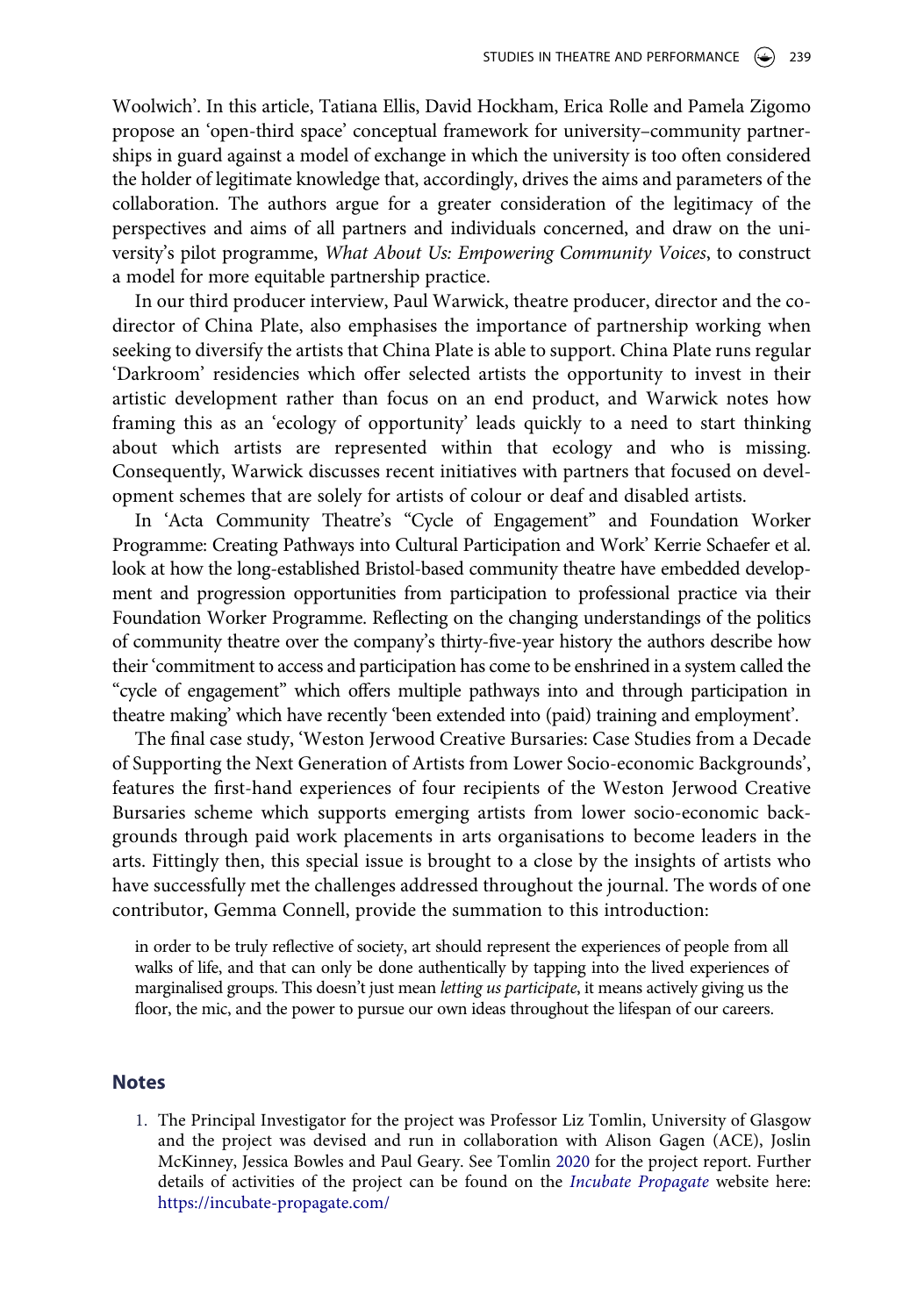Woolwich'. In this article, Tatiana Ellis, David Hockham, Erica Rolle and Pamela Zigomo propose an 'open-third space' conceptual framework for university–community partnerships in guard against a model of exchange in which the university is too often considered the holder of legitimate knowledge that, accordingly, drives the aims and parameters of the collaboration. The authors argue for a greater consideration of the legitimacy of the perspectives and aims of all partners and individuals concerned, and draw on the university's pilot programme, *What About Us: Empowering Community Voices*, to construct a model for more equitable partnership practice.

In our third producer interview, Paul Warwick, theatre producer, director and the co-director of China Plate, also emphasises the importance of partnership working when seeking to diversify the artists that China Plate is able to support. China Plate runs regular 'Darkroom' residencies which offer selected artists the opportunity to invest in their artistic development rather than focus on an end product, and Warwick notes how framing this as an 'ecology of opportunity' leads quickly to a need to start thinking about which artists are represented within that ecology and who is missing. Consequently, Warwick discusses recent initiatives with partners that focused on development schemes that are solely for artists of colour or deaf and disabled artists.

In 'Acta Community Theatre's "Cycle of Engagement" and Foundation Worker Programme: Creating Pathways into Cultural Participation and Work' Kerrie Schaefer et al. look at how the long-established Bristol-based community theatre have embedded development and progression opportunities from participation to professional practice via their Foundation Worker Programme. Reflecting on the changing understandings of the politics of community theatre over the company's thirty-five-year history the authors describe how their 'commitment to access and participation has come to be enshrined in a system called the "cycle of engagement" which offers multiple pathways into and through participation in theatre making' which have recently 'been extended into (paid) training and employment'.

The final case study, 'Weston Jerwood Creative Bursaries: Case Studies from a Decade of Supporting the Next Generation of Artists from Lower Socio-economic Backgrounds', features the first-hand experiences of four recipients of the Weston Jerwood Creative Bursaries scheme which supports emerging artists from lower socio-economic backgrounds through paid work placements in arts organisations to become leaders in the arts. Fittingly then, this special issue is brought to a close by the insights of artists who have successfully met the challenges addressed throughout the journal. The words of one contributor, Gemma Connell, provide the summation to this introduction:

> in order to be truly reflective of society, art should represent the experiences of people from all walks of life, and that can only be done authentically by tapping into the lived experiences of marginalised groups. This doesn't just mean *letting us participate*, it means actively giving us the floor, the mic, and the power to pursue our own ideas throughout the lifespan of our careers.

## Notes

1. The Principal Investigator for the project was Professor Liz Tomlin, University of Glasgow and the project was devised and run in collaboration with Alison Gagen (ACE), Joslin McKinney, Jessica Bowles and Paul Geary. See Tomlin 2020 for the project report. Further details of activities of the project can be found on the *Incubate Propagate* website here: https://incubate-propagate.com/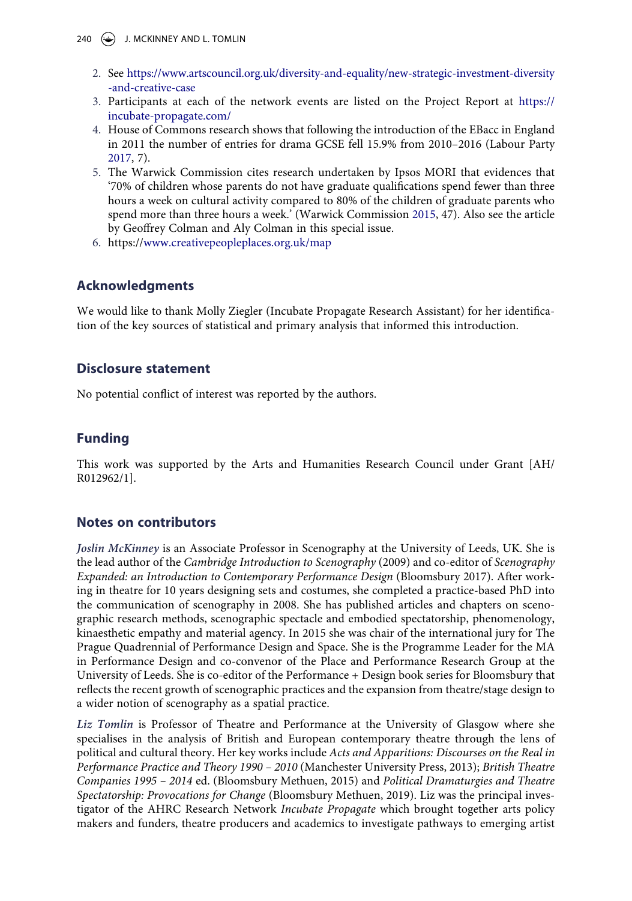2. See https://www.artscouncil.org.uk/diversity-and-equality/new-strategic-investment-diversity-and-creative-case
3. Participants at each of the network events are listed on the Project Report at https://incubate-propagate.com/
4. House of Commons research shows that following the introduction of the EBacc in England in 2011 the number of entries for drama GCSE fell 15.9% from 2010–2016 (Labour Party 2017, 7).
5. The Warwick Commission cites research undertaken by Ipsos MORI that evidences that '70% of children whose parents do not have graduate qualifications spend fewer than three hours a week on cultural activity compared to 80% of the children of graduate parents who spend more than three hours a week.' (Warwick Commission 2015, 47). Also see the article by Geoffrey Colman and Aly Colman in this special issue.
6. https://www.creativepeopleplaces.org.uk/map

## Acknowledgments

We would like to thank Molly Ziegler (Incubate Propagate Research Assistant) for her identification of the key sources of statistical and primary analysis that informed this introduction.

## Disclosure statement

No potential conflict of interest was reported by the authors.

## Funding

This work was supported by the Arts and Humanities Research Council under Grant [AH/R012962/1].

## Notes on contributors

*Joslin McKinney* is an Associate Professor in Scenography at the University of Leeds, UK. She is the lead author of the *Cambridge Introduction to Scenography* (2009) and co-editor of *Scenography Expanded: an Introduction to Contemporary Performance Design* (Bloomsbury 2017). After working in theatre for 10 years designing sets and costumes, she completed a practice-based PhD into the communication of scenography in 2008. She has published articles and chapters on scenographic research methods, scenographic spectacle and embodied spectatorship, phenomenology, kinaesthetic empathy and material agency. In 2015 she was chair of the international jury for The Prague Quadrennial of Performance Design and Space. She is the Programme Leader for the MA in Performance Design and co-convenor of the Place and Performance Research Group at the University of Leeds. She is co-editor of the Performance + Design book series for Bloomsbury that reflects the recent growth of scenographic practices and the expansion from theatre/stage design to a wider notion of scenography as a spatial practice.

*Liz Tomlin* is Professor of Theatre and Performance at the University of Glasgow where she specialises in the analysis of British and European contemporary theatre through the lens of political and cultural theory. Her key works include *Acts and Apparitions: Discourses on the Real in Performance Practice and Theory 1990 – 2010* (Manchester University Press, 2013); *British Theatre Companies 1995 – 2014* ed. (Bloomsbury Methuen, 2015) and *Political Dramaturgies and Theatre Spectatorship: Provocations for Change* (Bloomsbury Methuen, 2019). Liz was the principal investigator of the AHRC Research Network *Incubate Propagate* which brought together arts policy makers and funders, theatre producers and academics to investigate pathways to emerging artist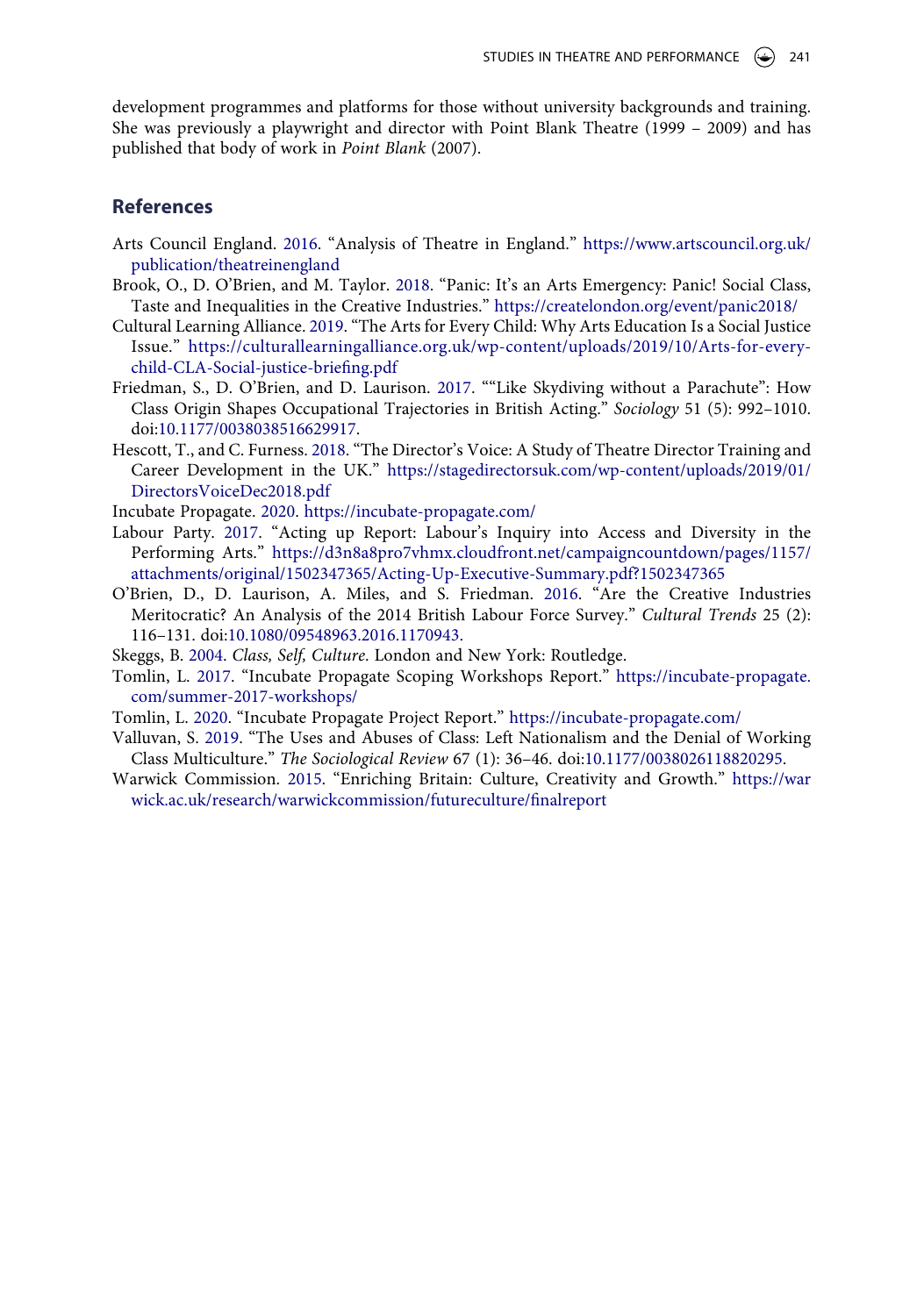development programmes and platforms for those without university backgrounds and training. She was previously a playwright and director with Point Blank Theatre (1999 – 2009) and has published that body of work in *Point Blank* (2007).

## References

Arts Council England. 2016. "Analysis of Theatre in England." https://www.artscouncil.org.uk/publication/theatreinengland

Brook, O., D. O'Brien, and M. Taylor. 2018. "Panic: It's an Arts Emergency: Panic! Social Class, Taste and Inequalities in the Creative Industries." https://createlondon.org/event/panic2018/

Cultural Learning Alliance. 2019. "The Arts for Every Child: Why Arts Education Is a Social Justice Issue." https://culturallearningalliance.org.uk/wp-content/uploads/2019/10/Arts-for-every-child-CLA-Social-justice-briefing.pdf

Friedman, S., D. O'Brien, and D. Laurison. 2017. ""Like Skydiving without a Parachute": How Class Origin Shapes Occupational Trajectories in British Acting." *Sociology* 51 (5): 992–1010. doi:10.1177/0038038516629917.

Hescott, T., and C. Furness. 2018. "The Director's Voice: A Study of Theatre Director Training and Career Development in the UK." https://stagedirectorsuk.com/wp-content/uploads/2019/01/DirectorsVoiceDec2018.pdf

Incubate Propagate. 2020. https://incubate-propagate.com/

Labour Party. 2017. "Acting up Report: Labour's Inquiry into Access and Diversity in the Performing Arts." https://d3n8a8pro7vhmx.cloudfront.net/campaigncountdown/pages/1157/attachments/original/1502347365/Acting-Up-Executive-Summary.pdf?1502347365

O'Brien, D., D. Laurison, A. Miles, and S. Friedman. 2016. "Are the Creative Industries Meritocratic? An Analysis of the 2014 British Labour Force Survey." *Cultural Trends* 25 (2): 116–131. doi:10.1080/09548963.2016.1170943.

Skeggs, B. 2004. *Class, Self, Culture*. London and New York: Routledge.

Tomlin, L. 2017. "Incubate Propagate Scoping Workshops Report." https://incubate-propagate.com/summer-2017-workshops/

Tomlin, L. 2020. "Incubate Propagate Project Report." https://incubate-propagate.com/

Valluvan, S. 2019. "The Uses and Abuses of Class: Left Nationalism and the Denial of Working Class Multiculture." *The Sociological Review* 67 (1): 36–46. doi:10.1177/0038026118820295.

Warwick Commission. 2015. "Enriching Britain: Culture, Creativity and Growth." https://warwick.ac.uk/research/warwickcommission/futureculture/finalreport